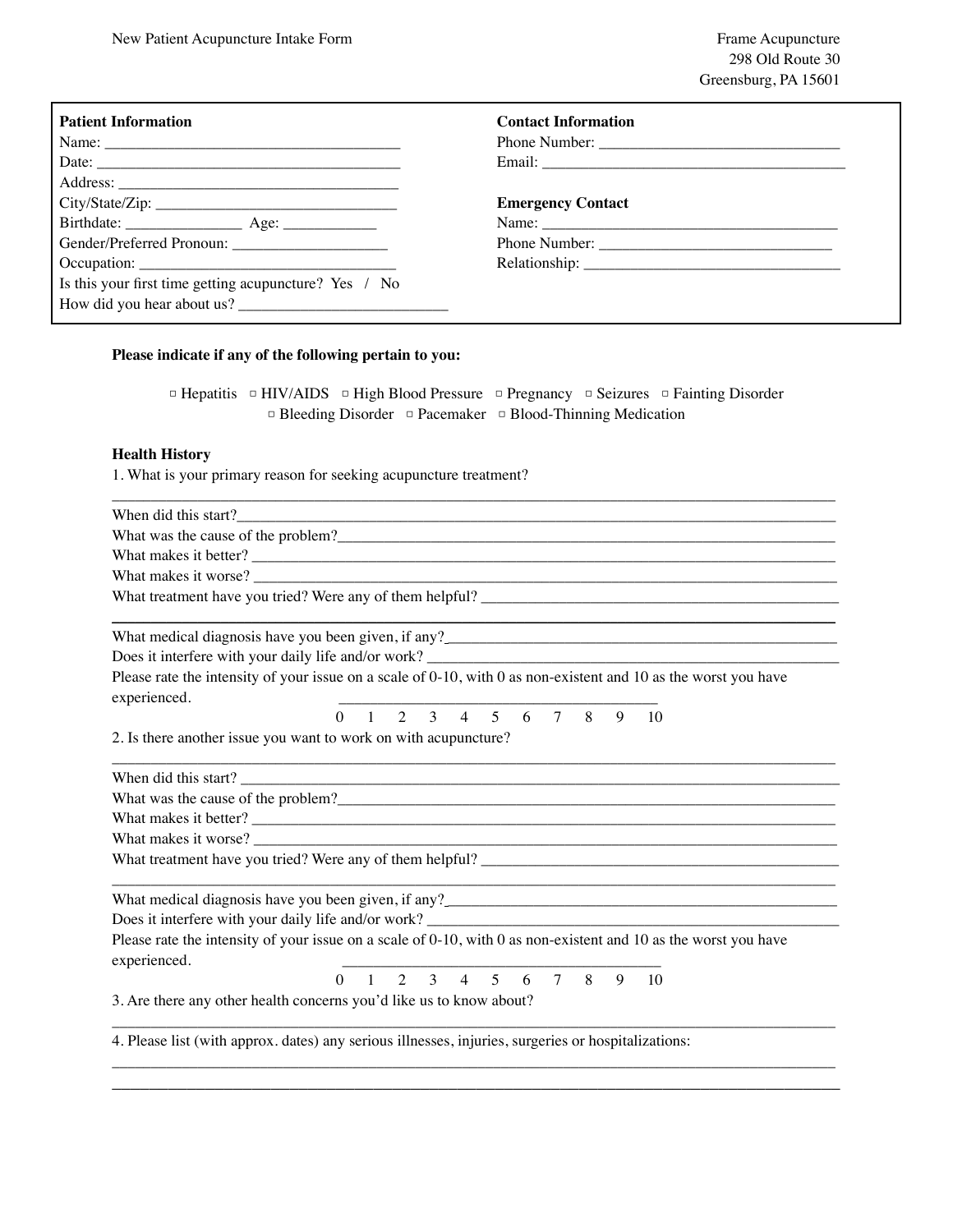New Patient Acupuncture Intake Form

Frame Acupuncture
298 Old Route 30
Greensburg, PA 15601

**Patient Information**

Name: ______________________________________

Date: _______________________________________

Address: _____________________________________

City/State/Zip: ________________________________

Birthdate: _______________ Age: ____________

Gender/Preferred Pronoun: ____________________

Occupation: __________________________________

Is this your first time getting acupuncture? Yes / No

How did you hear about us? ___________________________

**Contact Information**

Phone Number: ______________________________

Email: _______________________________________

**Emergency Contact**

Name: ______________________________________

Phone Number: ______________________________

Relationship: _________________________________

**Please indicate if any of the following pertain to you:**

▫ Hepatitis ▫ HIV/AIDS ▫ High Blood Pressure ▫ Pregnancy ▫ Seizures ▫ Fainting Disorder ▫ Bleeding Disorder ▫ Pacemaker ▫ Blood-Thinning Medication

**Health History**

1. What is your primary reason for seeking acupuncture treatment?

_______________________________________________________________________________

When did this start?_____________________________________________________________

What was the cause of the problem?______________________________________________

What makes it better? ___________________________________________________________

What makes it worse? ___________________________________________________________

What treatment have you tried? Were any of them helpful? ___________________________

_______________________________________________________________________________

What medical diagnosis have you been given, if any?_________________________________

Does it interfere with your daily life and/or work? ___________________________________

Please rate the intensity of your issue on a scale of 0-10, with 0 as non-existent and 10 as the worst you have experienced.

0 1 2 3 4 5 6 7 8 9 10

2. Is there another issue you want to work on with acupuncture?

_______________________________________________________________________________

When did this start? _____________________________________________________________

What was the cause of the problem?______________________________________________

What makes it better? ___________________________________________________________

What makes it worse? ___________________________________________________________

What treatment have you tried? Were any of them helpful? ___________________________

_______________________________________________________________________________

What medical diagnosis have you been given, if any?_________________________________

Does it interfere with your daily life and/or work? ___________________________________

Please rate the intensity of your issue on a scale of 0-10, with 0 as non-existent and 10 as the worst you have experienced.

0 1 2 3 4 5 6 7 8 9 10

3. Are there any other health concerns you'd like us to know about?

_______________________________________________________________________________

4. Please list (with approx. dates) any serious illnesses, injuries, surgeries or hospitalizations:

_______________________________________________________________________________

_______________________________________________________________________________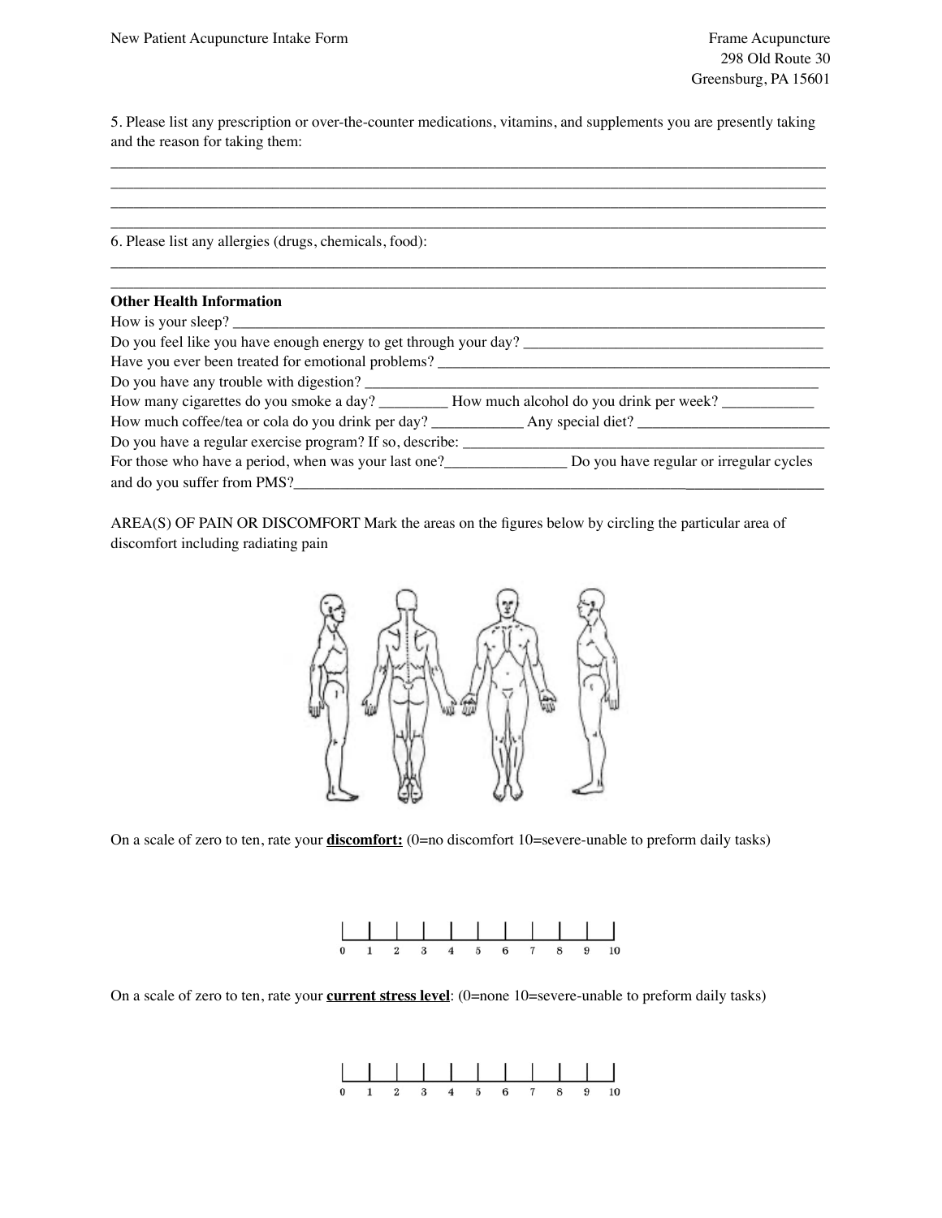5. Please list any prescription or over-the-counter medications, vitamins, and supplements you are presently taking and the reason for taking them:

______________________________________________________________________________________
______________________________________________________________________________________
______________________________________________________________________________________
______________________________________________________________________________________

6. Please list any allergies (drugs, chemicals, food):

______________________________________________________________________________________
______________________________________________________________________________________

**Other Health Information**

How is your sleep? ______________________________________________________________________

Do you feel like you have enough energy to get through your day? _____________________________

Have you ever been treated for emotional problems? _______________________________________

Do you have any trouble with digestion? _________________________________________________

How many cigarettes do you smoke a day? _________ How much alcohol do you drink per week? ____________

How much coffee/tea or cola do you drink per day? ____________ Any special diet? _________________________

Do you have a regular exercise program? If so, describe: ___________________________________

For those who have a period, when was your last one?________________ Do you have regular or irregular cycles and do you suffer from PMS?______________________________________________

AREA(S) OF PAIN OR DISCOMFORT Mark the areas on the figures below by circling the particular area of discomfort including radiating pain

On a scale of zero to ten, rate your **<u>discomfort:</u>** (0=no discomfort 10=severe-unable to preform daily tasks)

0 1 2 3 4 5 6 7 8 9 10

On a scale of zero to ten, rate your **<u>current stress level</u>**: (0=none 10=severe-unable to preform daily tasks)

0 1 2 3 4 5 6 7 8 9 10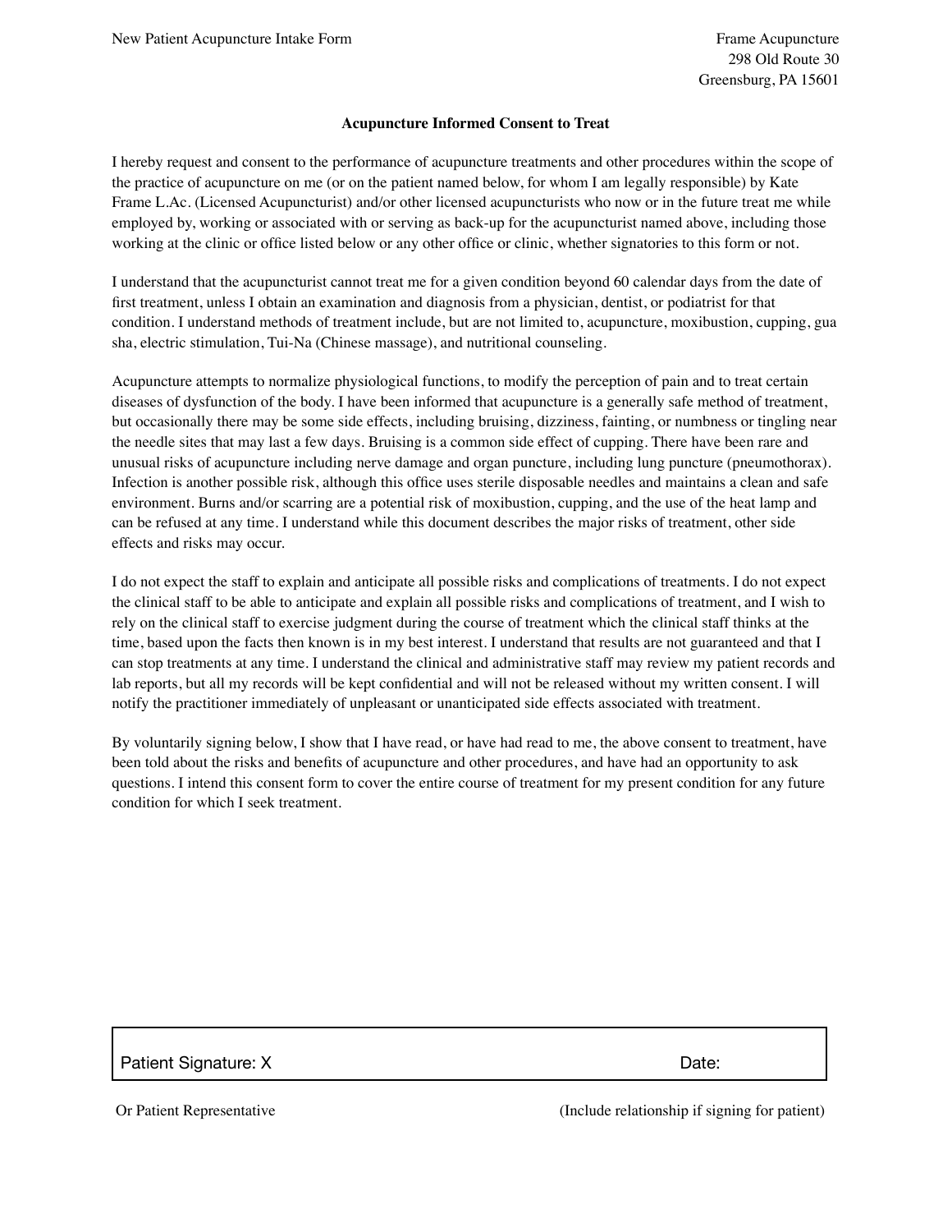New Patient Acupuncture Intake Form

Frame Acupuncture
298 Old Route 30
Greensburg, PA 15601

## Acupuncture Informed Consent to Treat

I hereby request and consent to the performance of acupuncture treatments and other procedures within the scope of the practice of acupuncture on me (or on the patient named below, for whom I am legally responsible) by Kate Frame L.Ac. (Licensed Acupuncturist) and/or other licensed acupuncturists who now or in the future treat me while employed by, working or associated with or serving as back-up for the acupuncturist named above, including those working at the clinic or office listed below or any other office or clinic, whether signatories to this form or not.

I understand that the acupuncturist cannot treat me for a given condition beyond 60 calendar days from the date of first treatment, unless I obtain an examination and diagnosis from a physician, dentist, or podiatrist for that condition. I understand methods of treatment include, but are not limited to, acupuncture, moxibustion, cupping, gua sha, electric stimulation, Tui-Na (Chinese massage), and nutritional counseling.

Acupuncture attempts to normalize physiological functions, to modify the perception of pain and to treat certain diseases of dysfunction of the body. I have been informed that acupuncture is a generally safe method of treatment, but occasionally there may be some side effects, including bruising, dizziness, fainting, or numbness or tingling near the needle sites that may last a few days. Bruising is a common side effect of cupping. There have been rare and unusual risks of acupuncture including nerve damage and organ puncture, including lung puncture (pneumothorax). Infection is another possible risk, although this office uses sterile disposable needles and maintains a clean and safe environment. Burns and/or scarring are a potential risk of moxibustion, cupping, and the use of the heat lamp and can be refused at any time. I understand while this document describes the major risks of treatment, other side effects and risks may occur.

I do not expect the staff to explain and anticipate all possible risks and complications of treatments. I do not expect the clinical staff to be able to anticipate and explain all possible risks and complications of treatment, and I wish to rely on the clinical staff to exercise judgment during the course of treatment which the clinical staff thinks at the time, based upon the facts then known is in my best interest. I understand that results are not guaranteed and that I can stop treatments at any time. I understand the clinical and administrative staff may review my patient records and lab reports, but all my records will be kept confidential and will not be released without my written consent. I will notify the practitioner immediately of unpleasant or unanticipated side effects associated with treatment.

By voluntarily signing below, I show that I have read, or have had read to me, the above consent to treatment, have been told about the risks and benefits of acupuncture and other procedures, and have had an opportunity to ask questions. I intend this consent form to cover the entire course of treatment for my present condition for any future condition for which I seek treatment.

Patient Signature: X                                        Date:

Or Patient Representative                                        (Include relationship if signing for patient)